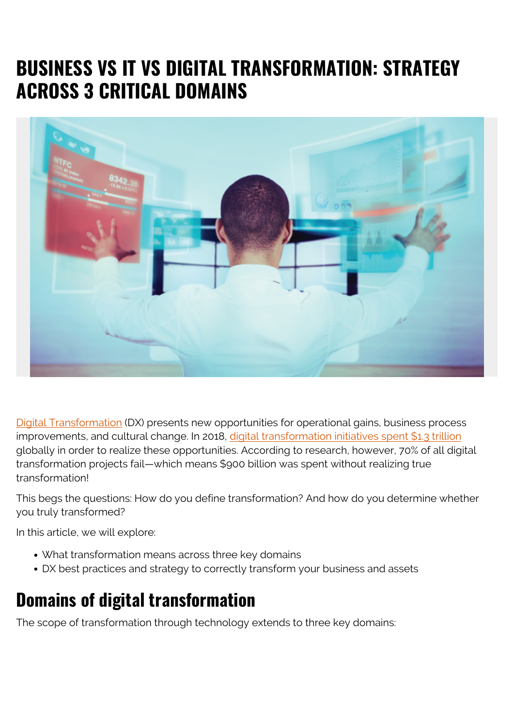# BUSINESS VS IT VS DIGITAL TRANSFORMATION: STRATEGY ACROSS 3 CRITICAL DOMAINS

Digital Transformation (DX) presents new opportunities for operational gains, business process improvements, and cultural change. In 2018, digital transformation initiatives spent $1.3 trillion globally in order to realize these opportunities. According to research, however, 70% of all digital transformation projects fail—which means $900 billion was spent without realizing true transformation!

This begs the questions: How do you define transformation? And how do you determine whether you truly transformed?

In this article, we will explore:

- What transformation means across three key domains
- DX best practices and strategy to correctly transform your business and assets

## Domains of digital transformation

The scope of transformation through technology extends to three key domains: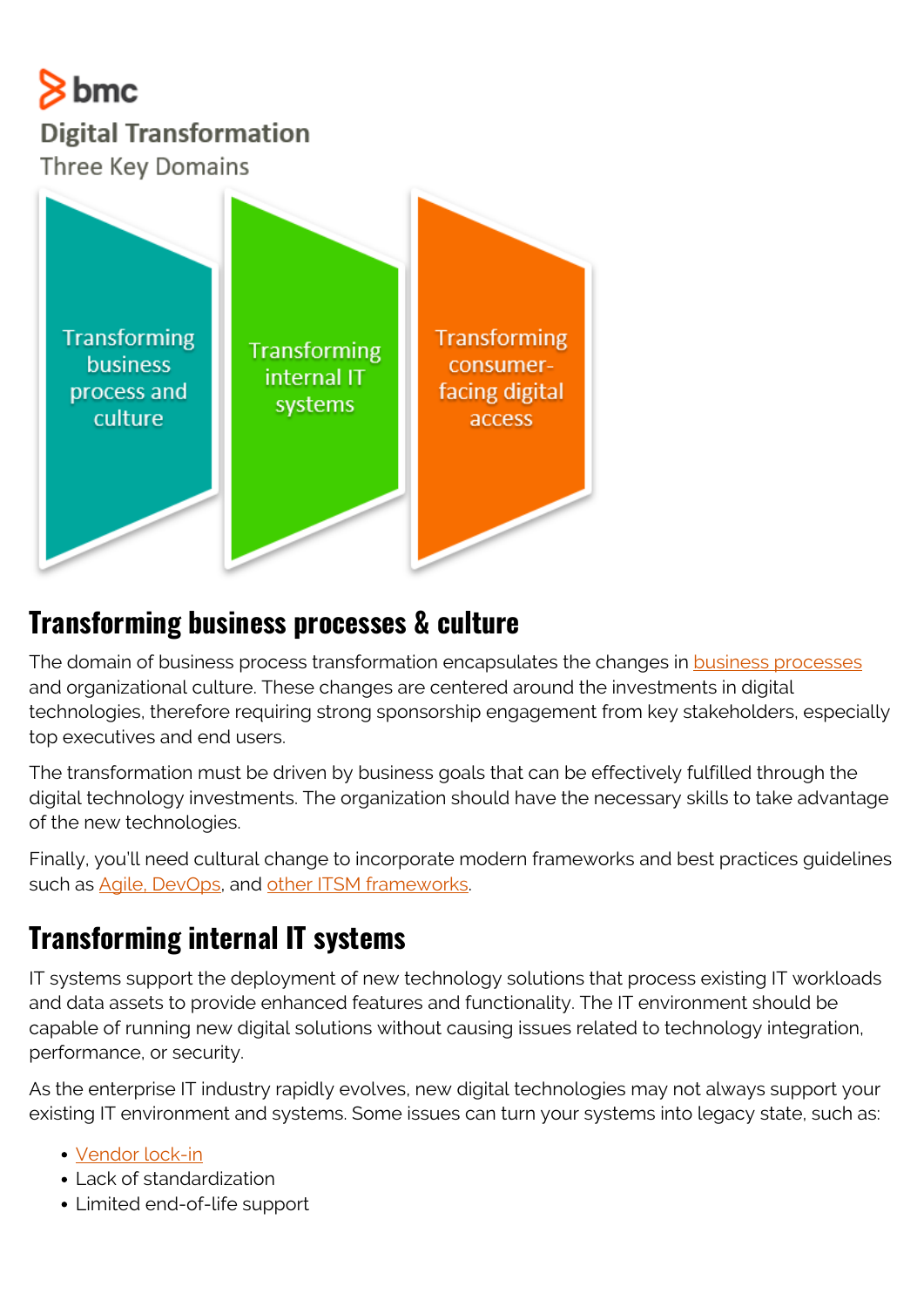bmc

**Digital Transformation**

Three Key Domains

Transforming business process and culture

Transforming internal IT systems

Transforming consumer-facing digital access

## Transforming business processes & culture

The domain of business process transformation encapsulates the changes in business processes and organizational culture. These changes are centered around the investments in digital technologies, therefore requiring strong sponsorship engagement from key stakeholders, especially top executives and end users.

The transformation must be driven by business goals that can be effectively fulfilled through the digital technology investments. The organization should have the necessary skills to take advantage of the new technologies.

Finally, you'll need cultural change to incorporate modern frameworks and best practices guidelines such as Agile, DevOps, and other ITSM frameworks.

## Transforming internal IT systems

IT systems support the deployment of new technology solutions that process existing IT workloads and data assets to provide enhanced features and functionality. The IT environment should be capable of running new digital solutions without causing issues related to technology integration, performance, or security.

As the enterprise IT industry rapidly evolves, new digital technologies may not always support your existing IT environment and systems. Some issues can turn your systems into legacy state, such as:

- Vendor lock-in
- Lack of standardization
- Limited end-of-life support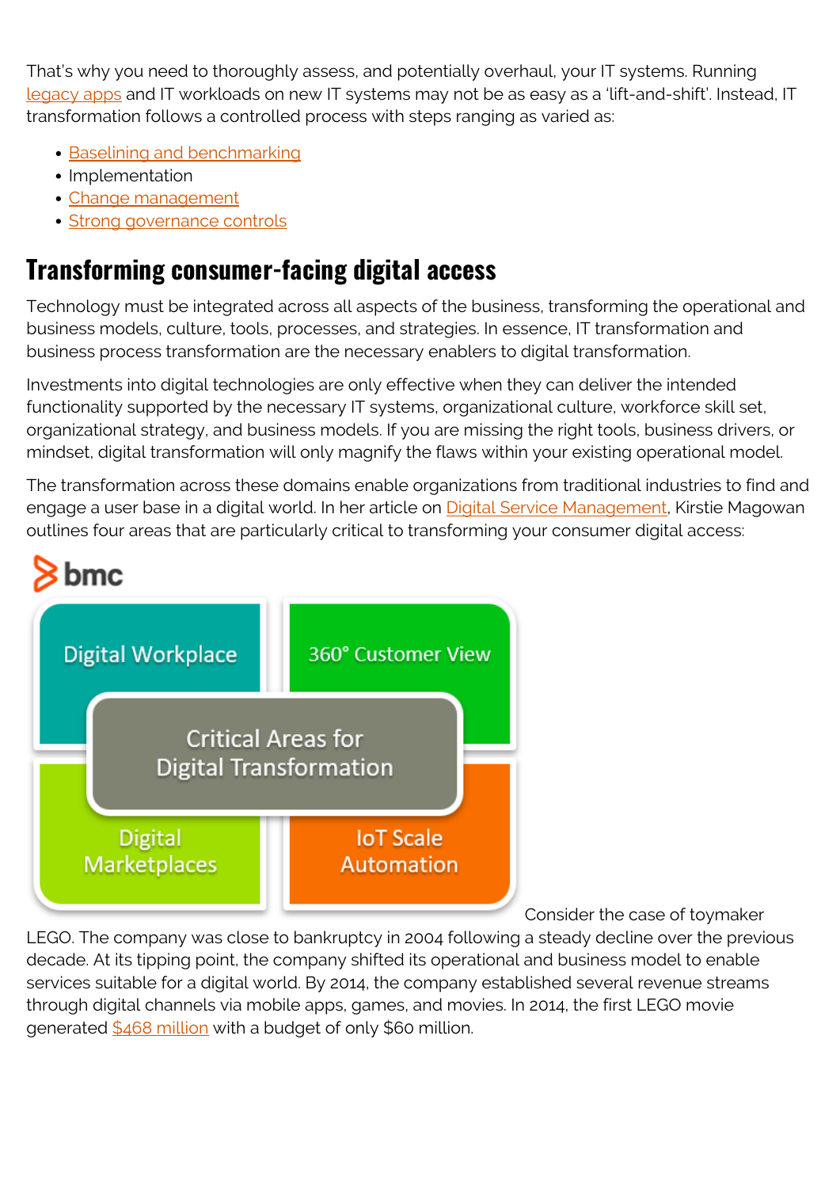That's why you need to thoroughly assess, and potentially overhaul, your IT systems. Running legacy apps and IT workloads on new IT systems may not be as easy as a 'lift-and-shift'. Instead, IT transformation follows a controlled process with steps ranging as varied as:

- Baselining and benchmarking
- Implementation
- Change management
- Strong governance controls

## Transforming consumer-facing digital access

Technology must be integrated across all aspects of the business, transforming the operational and business models, culture, tools, processes, and strategies. In essence, IT transformation and business process transformation are the necessary enablers to digital transformation.

Investments into digital technologies are only effective when they can deliver the intended functionality supported by the necessary IT systems, organizational culture, workforce skill set, organizational strategy, and business models. If you are missing the right tools, business drivers, or mindset, digital transformation will only magnify the flaws within your existing operational model.

The transformation across these domains enable organizations from traditional industries to find and engage a user base in a digital world. In her article on Digital Service Management, Kirstie Magowan outlines four areas that are particularly critical to transforming your consumer digital access:

bmc

Critical Areas for Digital Transformation

- Digital Workplace
- 360° Customer View
- Digital Marketplaces
- IoT Scale Automation

Consider the case of toymaker LEGO. The company was close to bankruptcy in 2004 following a steady decline over the previous decade. At its tipping point, the company shifted its operational and business model to enable services suitable for a digital world. By 2014, the company established several revenue streams through digital channels via mobile apps, games, and movies. In 2014, the first LEGO movie generated $468 million with a budget of only $60 million.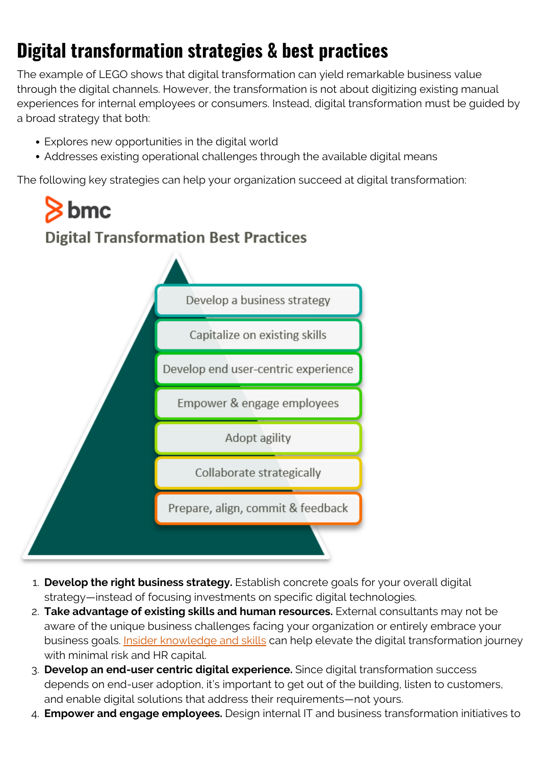# Digital transformation strategies & best practices

The example of LEGO shows that digital transformation can yield remarkable business value through the digital channels. However, the transformation is not about digitizing existing manual experiences for internal employees or consumers. Instead, digital transformation must be guided by a broad strategy that both:

- Explores new opportunities in the digital world
- Addresses existing operational challenges through the available digital means

The following key strategies can help your organization succeed at digital transformation:

bmc

Digital Transformation Best Practices

- Develop a business strategy
- Capitalize on existing skills
- Develop end user-centric experience
- Empower & engage employees
- Adopt agility
- Collaborate strategically
- Prepare, align, commit & feedback

1. **Develop the right business strategy.** Establish concrete goals for your overall digital strategy—instead of focusing investments on specific digital technologies.
2. **Take advantage of existing skills and human resources.** External consultants may not be aware of the unique business challenges facing your organization or entirely embrace your business goals. Insider knowledge and skills can help elevate the digital transformation journey with minimal risk and HR capital.
3. **Develop an end-user centric digital experience.** Since digital transformation success depends on end-user adoption, it's important to get out of the building, listen to customers, and enable digital solutions that address their requirements—not yours.
4. **Empower and engage employees.** Design internal IT and business transformation initiatives to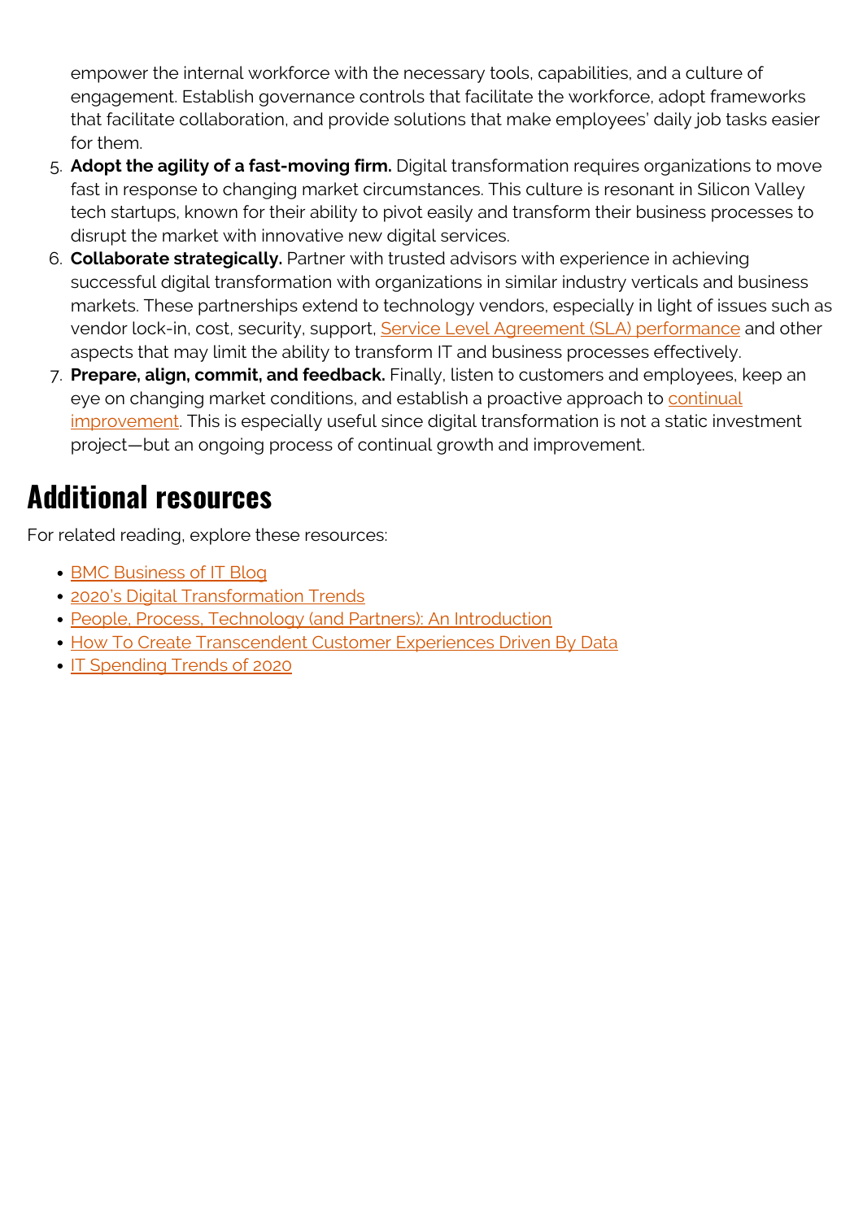empower the internal workforce with the necessary tools, capabilities, and a culture of engagement. Establish governance controls that facilitate the workforce, adopt frameworks that facilitate collaboration, and provide solutions that make employees' daily job tasks easier for them.

5. **Adopt the agility of a fast-moving firm.** Digital transformation requires organizations to move fast in response to changing market circumstances. This culture is resonant in Silicon Valley tech startups, known for their ability to pivot easily and transform their business processes to disrupt the market with innovative new digital services.
6. **Collaborate strategically.** Partner with trusted advisors with experience in achieving successful digital transformation with organizations in similar industry verticals and business markets. These partnerships extend to technology vendors, especially in light of issues such as vendor lock-in, cost, security, support, Service Level Agreement (SLA) performance and other aspects that may limit the ability to transform IT and business processes effectively.
7. **Prepare, align, commit, and feedback.** Finally, listen to customers and employees, keep an eye on changing market conditions, and establish a proactive approach to continual improvement. This is especially useful since digital transformation is not a static investment project—but an ongoing process of continual growth and improvement.

## Additional resources

For related reading, explore these resources:

- BMC Business of IT Blog
- 2020's Digital Transformation Trends
- People, Process, Technology (and Partners): An Introduction
- How To Create Transcendent Customer Experiences Driven By Data
- IT Spending Trends of 2020